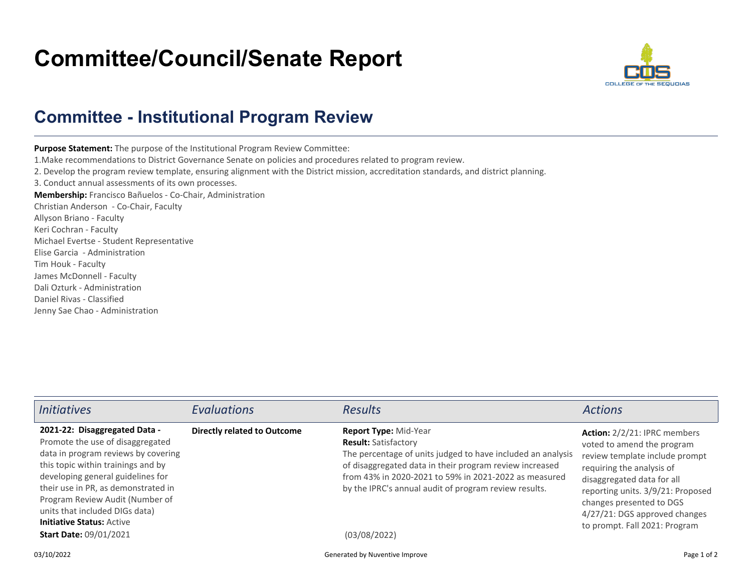# Committee/Council/Senate Report

## Committee - Institutional Program Review

**Purpose Statement:** The purpose of the Institutional Program Review Committee:

1.Make recommendations to District Governance Senate on policies and procedures related to program review.

2. Develop the program review template, ensuring alignment with the District mission, accreditation standards, and district planning.

3. Conduct annual assessments of its own processes.

**Membership:** Francisco Bañuelos - Co-Chair, Administration
Christian Anderson - Co-Chair, Faculty
Allyson Briano - Faculty
Keri Cochran - Faculty
Michael Evertse - Student Representative
Elise Garcia - Administration
Tim Houk - Faculty
James McDonnell - Faculty
Dali Ozturk - Administration
Daniel Rivas - Classified
Jenny Sae Chao - Administration

| *Initiatives* | *Evaluations* | *Results* | *Actions* |
| --- | --- | --- | --- |
| **2021-22: Disaggregated Data -** Promote the use of disaggregated data in program reviews by covering this topic within trainings and by developing general guidelines for their use in PR, as demonstrated in Program Review Audit (Number of units that included DIGs data)<br>**Initiative Status:** Active<br>**Start Date:** 09/01/2021 | **Directly related to Outcome** | **Report Type:** Mid-Year<br>**Result:** Satisfactory<br>The percentage of units judged to have included an analysis of disaggregated data in their program review increased from 43% in 2020-2021 to 59% in 2021-2022 as measured by the IPRC's annual audit of program review results.<br>(03/08/2022) | **Action:** 2/2/21: IPRC members voted to amend the program review template include prompt requiring the analysis of disaggregated data for all reporting units. 3/9/21: Proposed changes presented to DGS 4/27/21: DGS approved changes to prompt. Fall 2021: Program |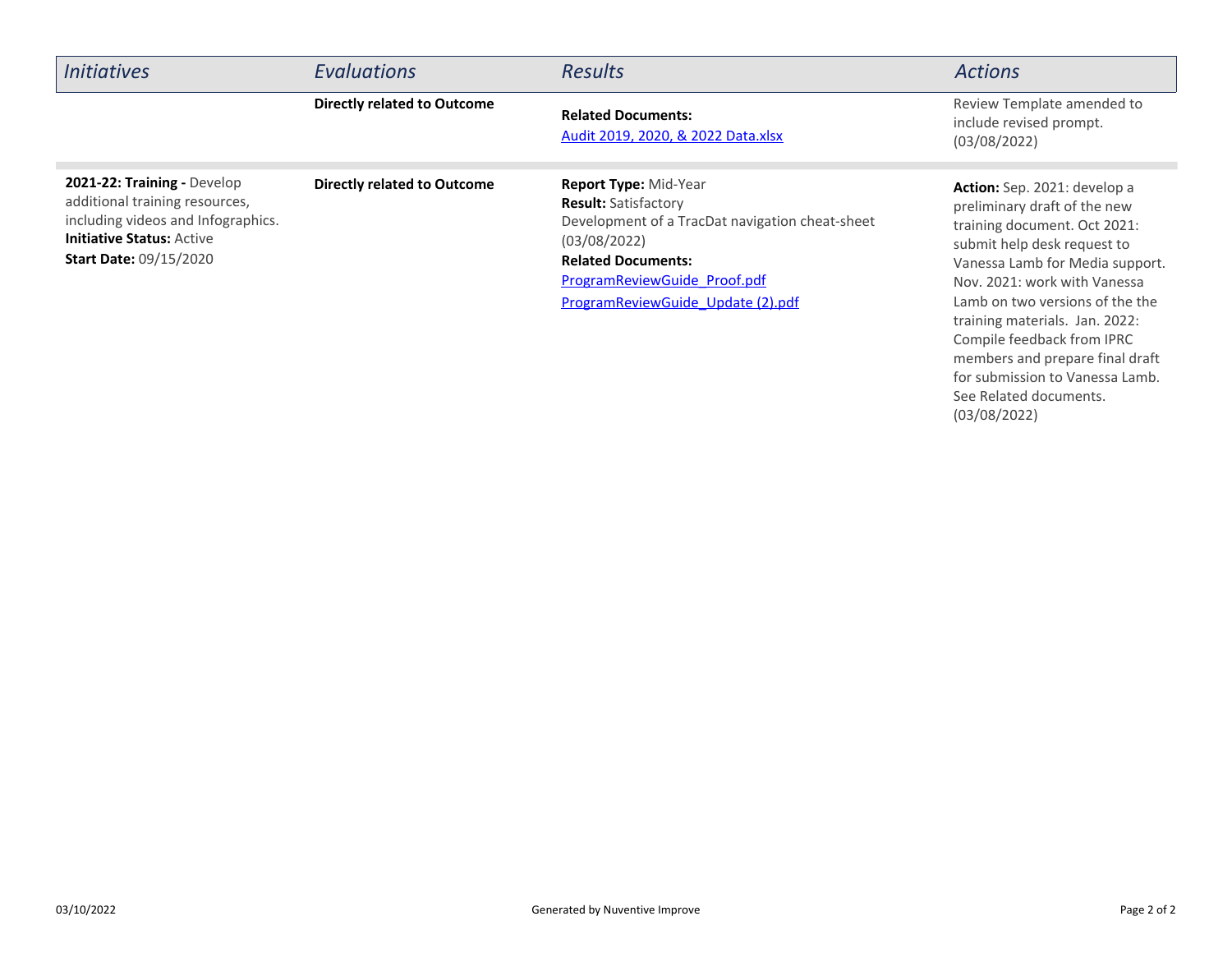| *Initiatives* | *Evaluations* | *Results* | *Actions* |
|---|---|---|---|
| | **Directly related to Outcome** | **Related Documents:**<br>Audit 2019, 2020, & 2022 Data.xlsx | Review Template amended to include revised prompt. (03/08/2022) |
| **2021-22: Training -** Develop additional training resources, including videos and Infographics.<br>**Initiative Status:** Active<br>**Start Date:** 09/15/2020 | **Directly related to Outcome** | **Report Type:** Mid-Year<br>**Result:** Satisfactory<br>Development of a TracDat navigation cheat-sheet (03/08/2022)<br>**Related Documents:**<br>ProgramReviewGuide_Proof.pdf<br>ProgramReviewGuide_Update (2).pdf | **Action:** Sep. 2021: develop a preliminary draft of the new training document. Oct 2021: submit help desk request to Vanessa Lamb for Media support. Nov. 2021: work with Vanessa Lamb on two versions of the the training materials. Jan. 2022: Compile feedback from IPRC members and prepare final draft for submission to Vanessa Lamb. See Related documents. (03/08/2022) |

03/10/2022 Generated by Nuventive Improve